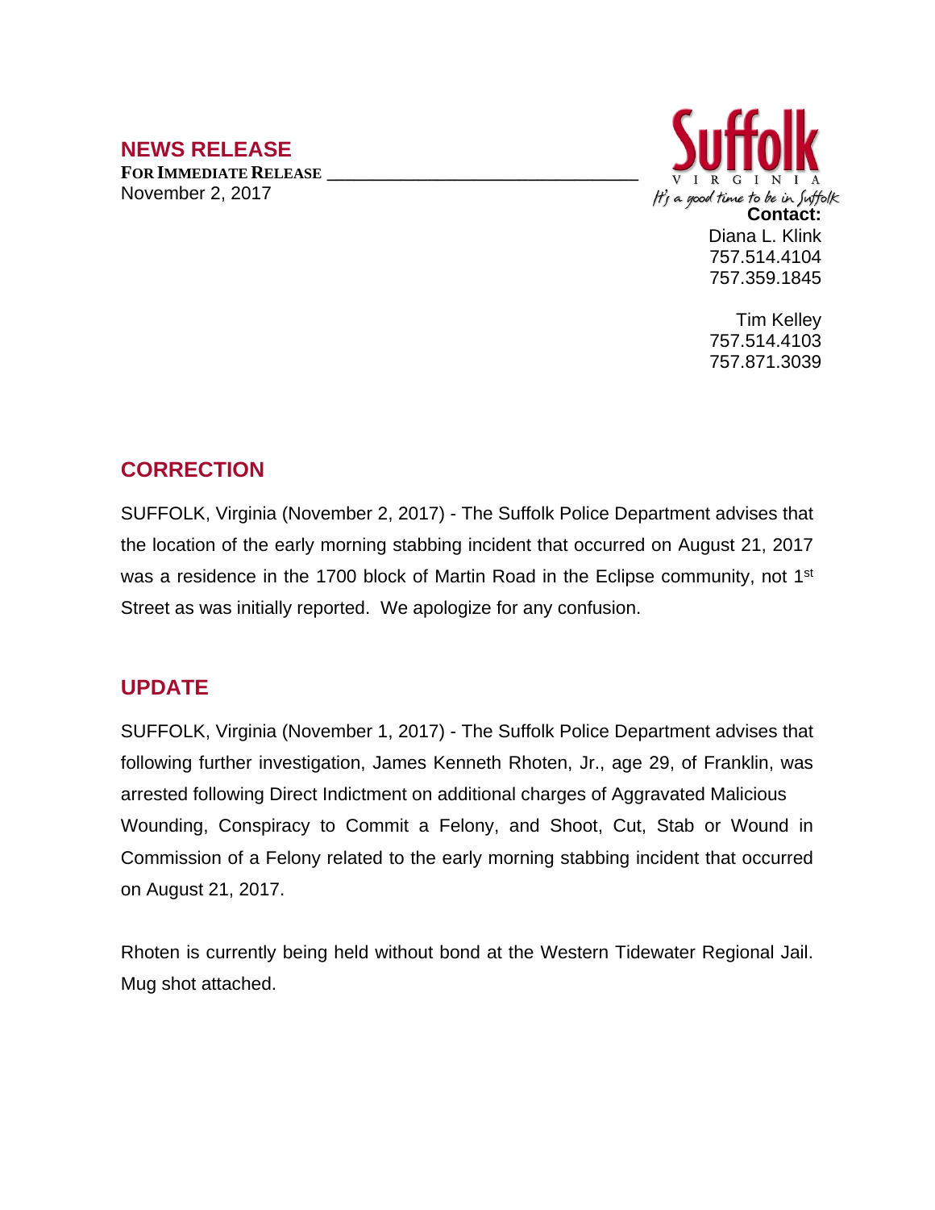## NEWS RELEASE

**FOR IMMEDIATE RELEASE** ________________________________

November 2, 2017

Suffolk
VIRGINIA
*It's a good time to be in Suffolk*

**Contact:**
Diana L. Klink
757.514.4104
757.359.1845

Tim Kelley
757.514.4103
757.871.3039

## CORRECTION

SUFFOLK, Virginia (November 2, 2017) - The Suffolk Police Department advises that the location of the early morning stabbing incident that occurred on August 21, 2017 was a residence in the 1700 block of Martin Road in the Eclipse community, not 1st Street as was initially reported. We apologize for any confusion.

## UPDATE

SUFFOLK, Virginia (November 1, 2017) - The Suffolk Police Department advises that following further investigation, James Kenneth Rhoten, Jr., age 29, of Franklin, was arrested following Direct Indictment on additional charges of Aggravated Malicious Wounding, Conspiracy to Commit a Felony, and Shoot, Cut, Stab or Wound in Commission of a Felony related to the early morning stabbing incident that occurred on August 21, 2017.

Rhoten is currently being held without bond at the Western Tidewater Regional Jail. Mug shot attached.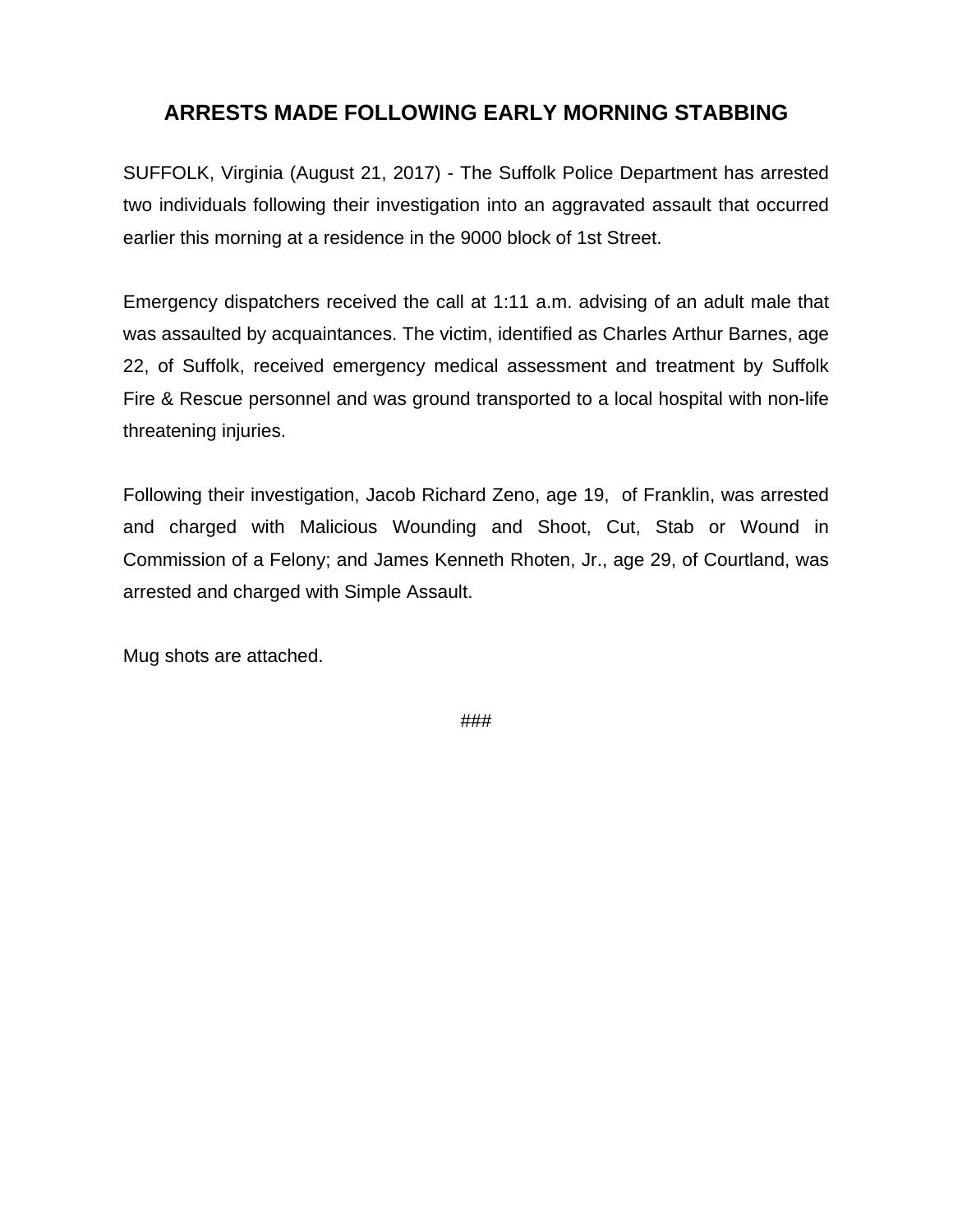# ARRESTS MADE FOLLOWING EARLY MORNING STABBING

SUFFOLK, Virginia (August 21, 2017) - The Suffolk Police Department has arrested two individuals following their investigation into an aggravated assault that occurred earlier this morning at a residence in the 9000 block of 1st Street.

Emergency dispatchers received the call at 1:11 a.m. advising of an adult male that was assaulted by acquaintances. The victim, identified as Charles Arthur Barnes, age 22, of Suffolk, received emergency medical assessment and treatment by Suffolk Fire & Rescue personnel and was ground transported to a local hospital with non-life threatening injuries.

Following their investigation, Jacob Richard Zeno, age 19, of Franklin, was arrested and charged with Malicious Wounding and Shoot, Cut, Stab or Wound in Commission of a Felony; and James Kenneth Rhoten, Jr., age 29, of Courtland, was arrested and charged with Simple Assault.

Mug shots are attached.

###